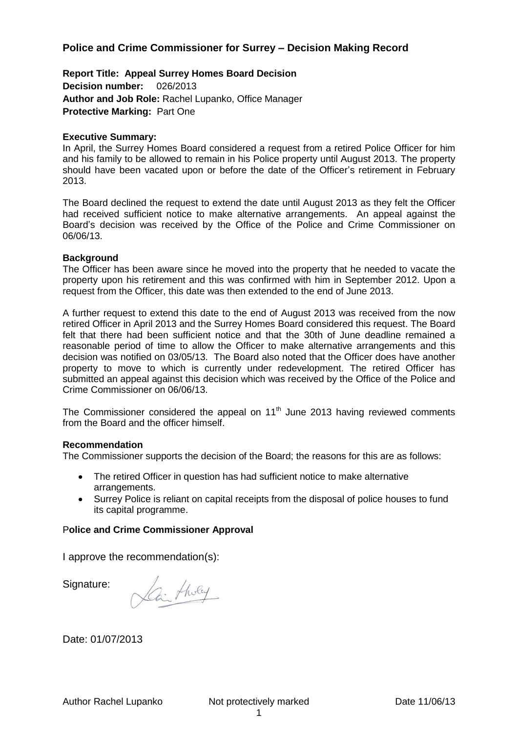## Police and Crime Commissioner for Surrey – Decision Making Record

**Report Title: Appeal Surrey Homes Board Decision**
**Decision number:** 026/2013
**Author and Job Role:** Rachel Lupanko, Office Manager
**Protective Marking:** Part One

**Executive Summary:**
In April, the Surrey Homes Board considered a request from a retired Police Officer for him and his family to be allowed to remain in his Police property until August 2013. The property should have been vacated upon or before the date of the Officer's retirement in February 2013.

The Board declined the request to extend the date until August 2013 as they felt the Officer had received sufficient notice to make alternative arrangements. An appeal against the Board's decision was received by the Office of the Police and Crime Commissioner on 06/06/13.

**Background**
The Officer has been aware since he moved into the property that he needed to vacate the property upon his retirement and this was confirmed with him in September 2012. Upon a request from the Officer, this date was then extended to the end of June 2013.

A further request to extend this date to the end of August 2013 was received from the now retired Officer in April 2013 and the Surrey Homes Board considered this request. The Board felt that there had been sufficient notice and that the 30th of June deadline remained a reasonable period of time to allow the Officer to make alternative arrangements and this decision was notified on 03/05/13. The Board also noted that the Officer does have another property to move to which is currently under redevelopment. The retired Officer has submitted an appeal against this decision which was received by the Office of the Police and Crime Commissioner on 06/06/13.

The Commissioner considered the appeal on 11th June 2013 having reviewed comments from the Board and the officer himself.

**Recommendation**
The Commissioner supports the decision of the Board; the reasons for this are as follows:

- The retired Officer in question has had sufficient notice to make alternative arrangements.
- Surrey Police is reliant on capital receipts from the disposal of police houses to fund its capital programme.

**Police and Crime Commissioner Approval**

I approve the recommendation(s):

Signature: [signature]

Date: 01/07/2013

Author Rachel Lupanko Not protectively marked Date 11/06/13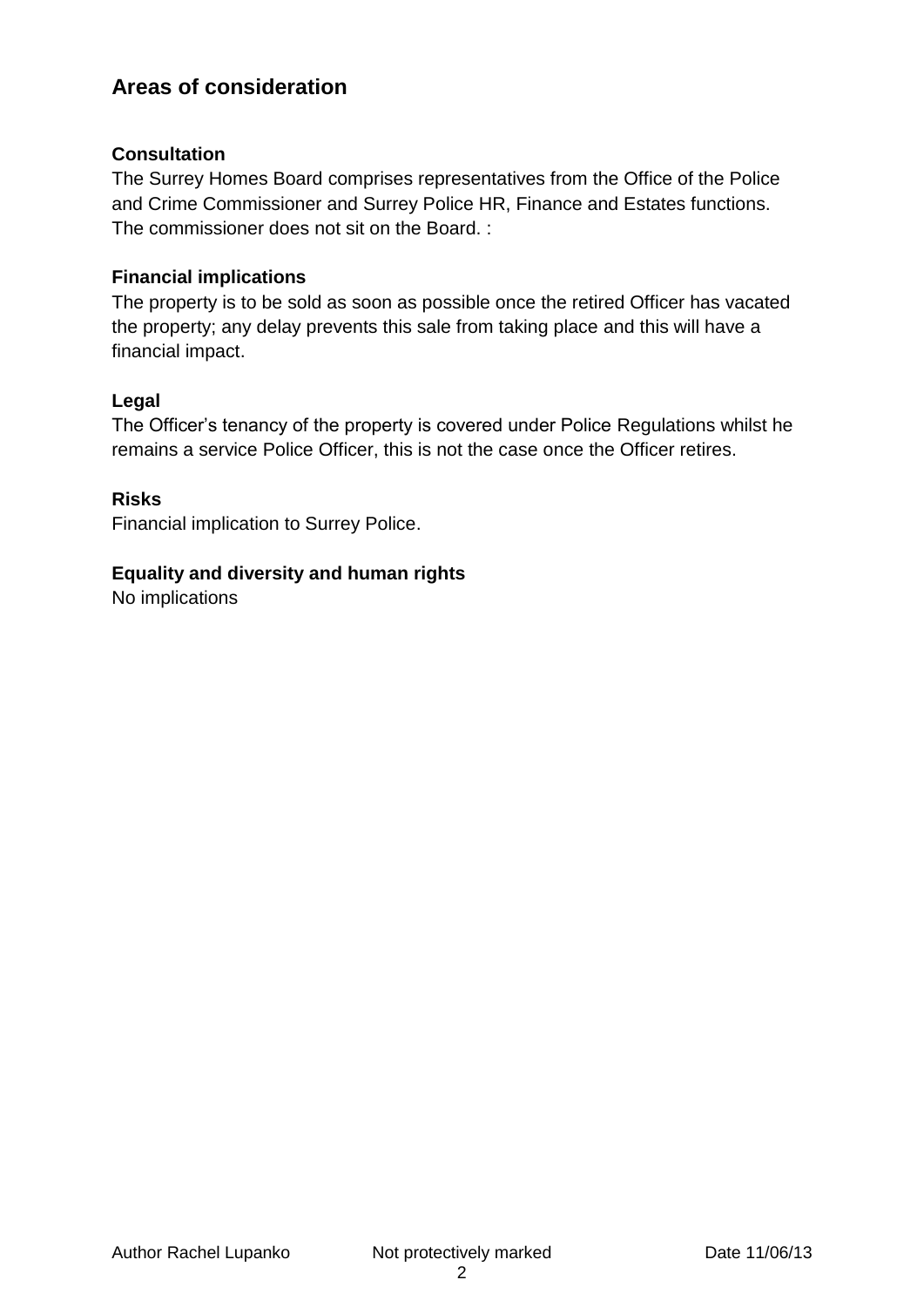## Areas of consideration

### Consultation

The Surrey Homes Board comprises representatives from the Office of the Police and Crime Commissioner and Surrey Police HR, Finance and Estates functions. The commissioner does not sit on the Board. :

### Financial implications

The property is to be sold as soon as possible once the retired Officer has vacated the property; any delay prevents this sale from taking place and this will have a financial impact.

### Legal

The Officer's tenancy of the property is covered under Police Regulations whilst he remains a service Police Officer, this is not the case once the Officer retires.

### Risks

Financial implication to Surrey Police.

### Equality and diversity and human rights

No implications